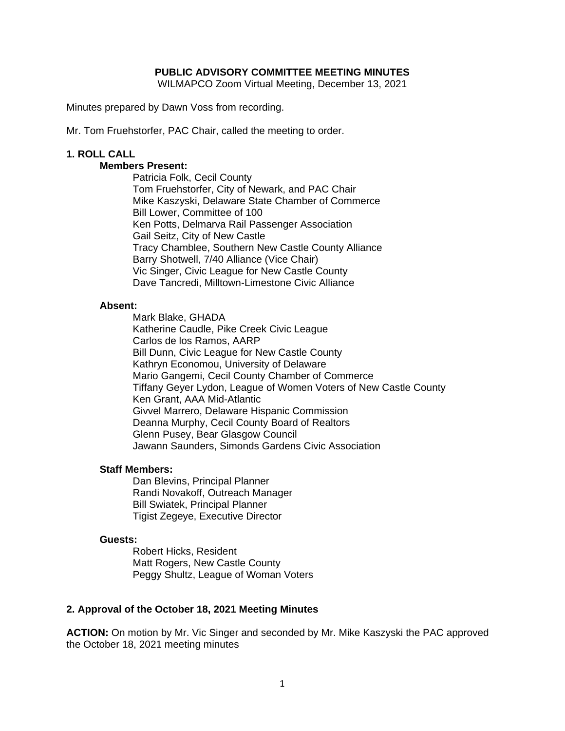**PUBLIC ADVISORY COMMITTEE MEETING MINUTES**

WILMAPCO Zoom Virtual Meeting, December 13, 2021

Minutes prepared by Dawn Voss from recording.

Mr. Tom Fruehstorfer, PAC Chair, called the meeting to order.

### 1. ROLL CALL

**Members Present:**

Patricia Folk, Cecil County
Tom Fruehstorfer, City of Newark, and PAC Chair
Mike Kaszyski, Delaware State Chamber of Commerce
Bill Lower, Committee of 100
Ken Potts, Delmarva Rail Passenger Association
Gail Seitz, City of New Castle
Tracy Chamblee, Southern New Castle County Alliance
Barry Shotwell, 7/40 Alliance (Vice Chair)
Vic Singer, Civic League for New Castle County
Dave Tancredi, Milltown-Limestone Civic Alliance

**Absent:**

Mark Blake, GHADA
Katherine Caudle, Pike Creek Civic League
Carlos de los Ramos, AARP
Bill Dunn, Civic League for New Castle County
Kathryn Economou, University of Delaware
Mario Gangemi, Cecil County Chamber of Commerce
Tiffany Geyer Lydon, League of Women Voters of New Castle County
Ken Grant, AAA Mid-Atlantic
Givvel Marrero, Delaware Hispanic Commission
Deanna Murphy, Cecil County Board of Realtors
Glenn Pusey, Bear Glasgow Council
Jawann Saunders, Simonds Gardens Civic Association

**Staff Members:**

Dan Blevins, Principal Planner
Randi Novakoff, Outreach Manager
Bill Swiatek, Principal Planner
Tigist Zegeye, Executive Director

**Guests:**

Robert Hicks, Resident
Matt Rogers, New Castle County
Peggy Shultz, League of Woman Voters

### 2. Approval of the October 18, 2021 Meeting Minutes

**ACTION:** On motion by Mr. Vic Singer and seconded by Mr. Mike Kaszyski the PAC approved the October 18, 2021 meeting minutes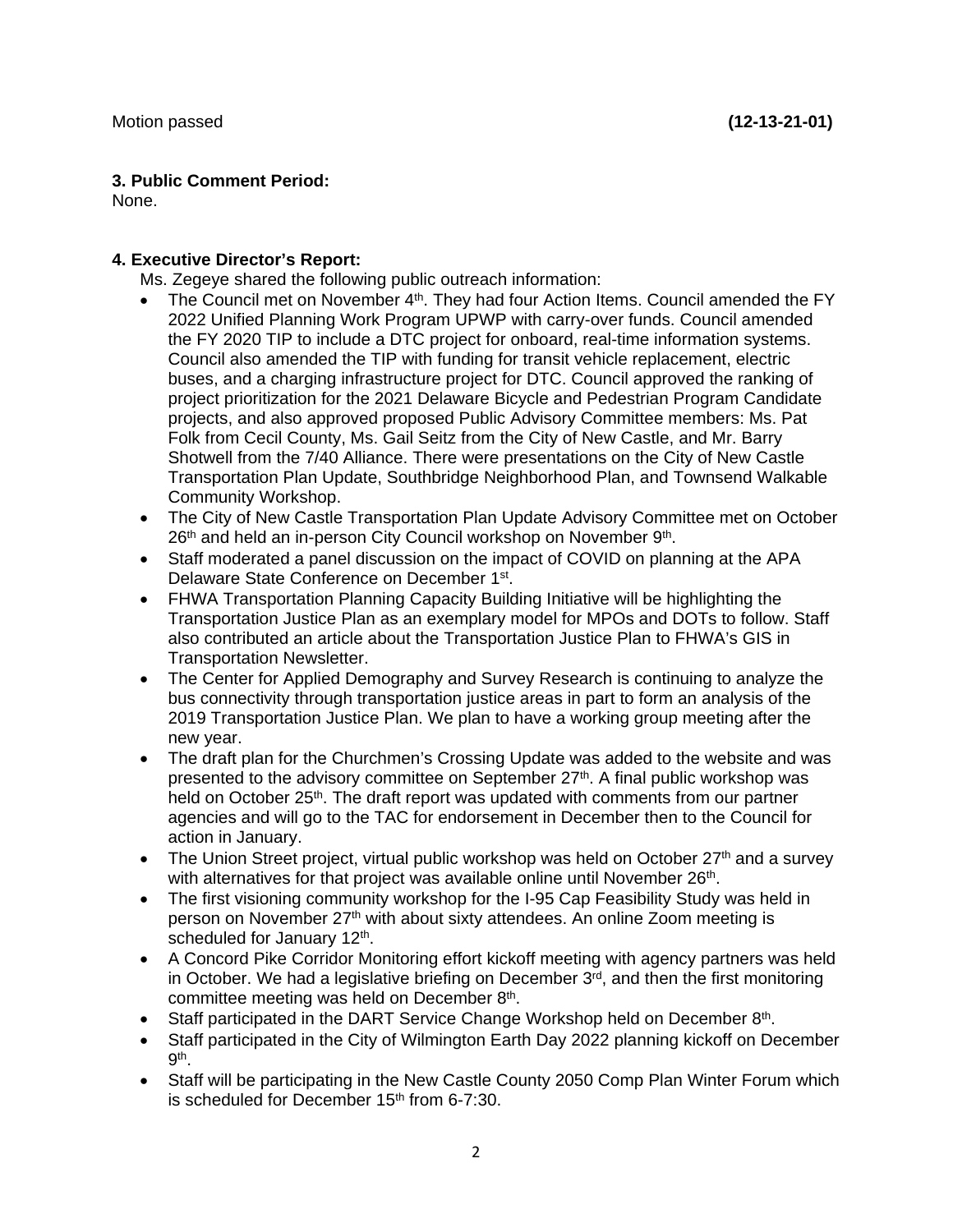Motion passed **(12-13-21-01)**

**3. Public Comment Period:**
None.

**4. Executive Director's Report:**

Ms. Zegeye shared the following public outreach information:

- The Council met on November 4th. They had four Action Items. Council amended the FY 2022 Unified Planning Work Program UPWP with carry-over funds. Council amended the FY 2020 TIP to include a DTC project for onboard, real-time information systems. Council also amended the TIP with funding for transit vehicle replacement, electric buses, and a charging infrastructure project for DTC. Council approved the ranking of project prioritization for the 2021 Delaware Bicycle and Pedestrian Program Candidate projects, and also approved proposed Public Advisory Committee members: Ms. Pat Folk from Cecil County, Ms. Gail Seitz from the City of New Castle, and Mr. Barry Shotwell from the 7/40 Alliance. There were presentations on the City of New Castle Transportation Plan Update, Southbridge Neighborhood Plan, and Townsend Walkable Community Workshop.
- The City of New Castle Transportation Plan Update Advisory Committee met on October 26th and held an in-person City Council workshop on November 9th.
- Staff moderated a panel discussion on the impact of COVID on planning at the APA Delaware State Conference on December 1st.
- FHWA Transportation Planning Capacity Building Initiative will be highlighting the Transportation Justice Plan as an exemplary model for MPOs and DOTs to follow. Staff also contributed an article about the Transportation Justice Plan to FHWA's GIS in Transportation Newsletter.
- The Center for Applied Demography and Survey Research is continuing to analyze the bus connectivity through transportation justice areas in part to form an analysis of the 2019 Transportation Justice Plan. We plan to have a working group meeting after the new year.
- The draft plan for the Churchmen's Crossing Update was added to the website and was presented to the advisory committee on September 27th. A final public workshop was held on October 25th. The draft report was updated with comments from our partner agencies and will go to the TAC for endorsement in December then to the Council for action in January.
- The Union Street project, virtual public workshop was held on October 27th and a survey with alternatives for that project was available online until November 26th.
- The first visioning community workshop for the I-95 Cap Feasibility Study was held in person on November 27th with about sixty attendees. An online Zoom meeting is scheduled for January 12th.
- A Concord Pike Corridor Monitoring effort kickoff meeting with agency partners was held in October. We had a legislative briefing on December 3rd, and then the first monitoring committee meeting was held on December 8th.
- Staff participated in the DART Service Change Workshop held on December 8th.
- Staff participated in the City of Wilmington Earth Day 2022 planning kickoff on December 9th.
- Staff will be participating in the New Castle County 2050 Comp Plan Winter Forum which is scheduled for December 15th from 6-7:30.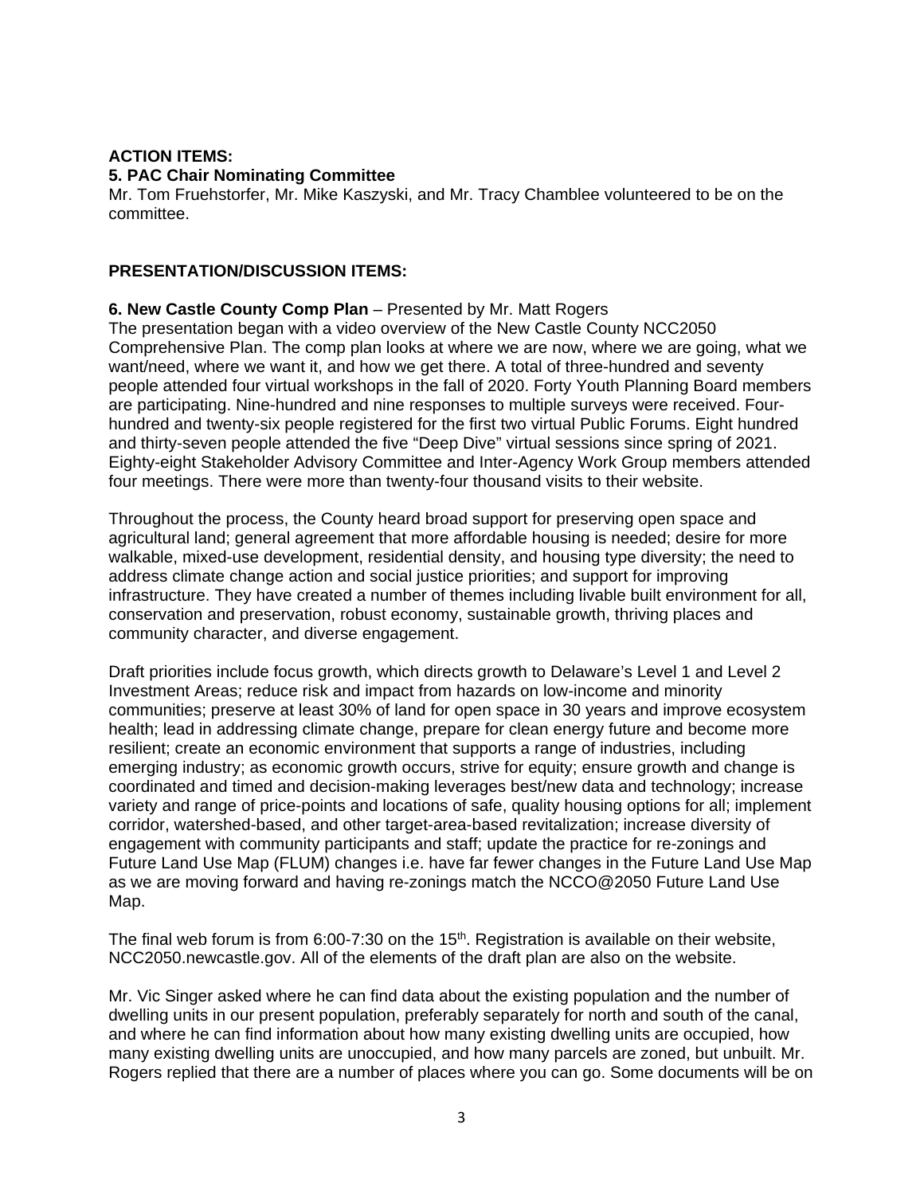**ACTION ITEMS:**

**5. PAC Chair Nominating Committee**

Mr. Tom Fruehstorfer, Mr. Mike Kaszyski, and Mr. Tracy Chamblee volunteered to be on the committee.

**PRESENTATION/DISCUSSION ITEMS:**

**6. New Castle County Comp Plan** – Presented by Mr. Matt Rogers

The presentation began with a video overview of the New Castle County NCC2050 Comprehensive Plan. The comp plan looks at where we are now, where we are going, what we want/need, where we want it, and how we get there. A total of three-hundred and seventy people attended four virtual workshops in the fall of 2020. Forty Youth Planning Board members are participating. Nine-hundred and nine responses to multiple surveys were received. Four-hundred and twenty-six people registered for the first two virtual Public Forums. Eight hundred and thirty-seven people attended the five "Deep Dive" virtual sessions since spring of 2021. Eighty-eight Stakeholder Advisory Committee and Inter-Agency Work Group members attended four meetings. There were more than twenty-four thousand visits to their website.

Throughout the process, the County heard broad support for preserving open space and agricultural land; general agreement that more affordable housing is needed; desire for more walkable, mixed-use development, residential density, and housing type diversity; the need to address climate change action and social justice priorities; and support for improving infrastructure. They have created a number of themes including livable built environment for all, conservation and preservation, robust economy, sustainable growth, thriving places and community character, and diverse engagement.

Draft priorities include focus growth, which directs growth to Delaware's Level 1 and Level 2 Investment Areas; reduce risk and impact from hazards on low-income and minority communities; preserve at least 30% of land for open space in 30 years and improve ecosystem health; lead in addressing climate change, prepare for clean energy future and become more resilient; create an economic environment that supports a range of industries, including emerging industry; as economic growth occurs, strive for equity; ensure growth and change is coordinated and timed and decision-making leverages best/new data and technology; increase variety and range of price-points and locations of safe, quality housing options for all; implement corridor, watershed-based, and other target-area-based revitalization; increase diversity of engagement with community participants and staff; update the practice for re-zonings and Future Land Use Map (FLUM) changes i.e. have far fewer changes in the Future Land Use Map as we are moving forward and having re-zonings match the NCCO@2050 Future Land Use Map.

The final web forum is from 6:00-7:30 on the 15th. Registration is available on their website, NCC2050.newcastle.gov. All of the elements of the draft plan are also on the website.

Mr. Vic Singer asked where he can find data about the existing population and the number of dwelling units in our present population, preferably separately for north and south of the canal, and where he can find information about how many existing dwelling units are occupied, how many existing dwelling units are unoccupied, and how many parcels are zoned, but unbuilt. Mr. Rogers replied that there are a number of places where you can go. Some documents will be on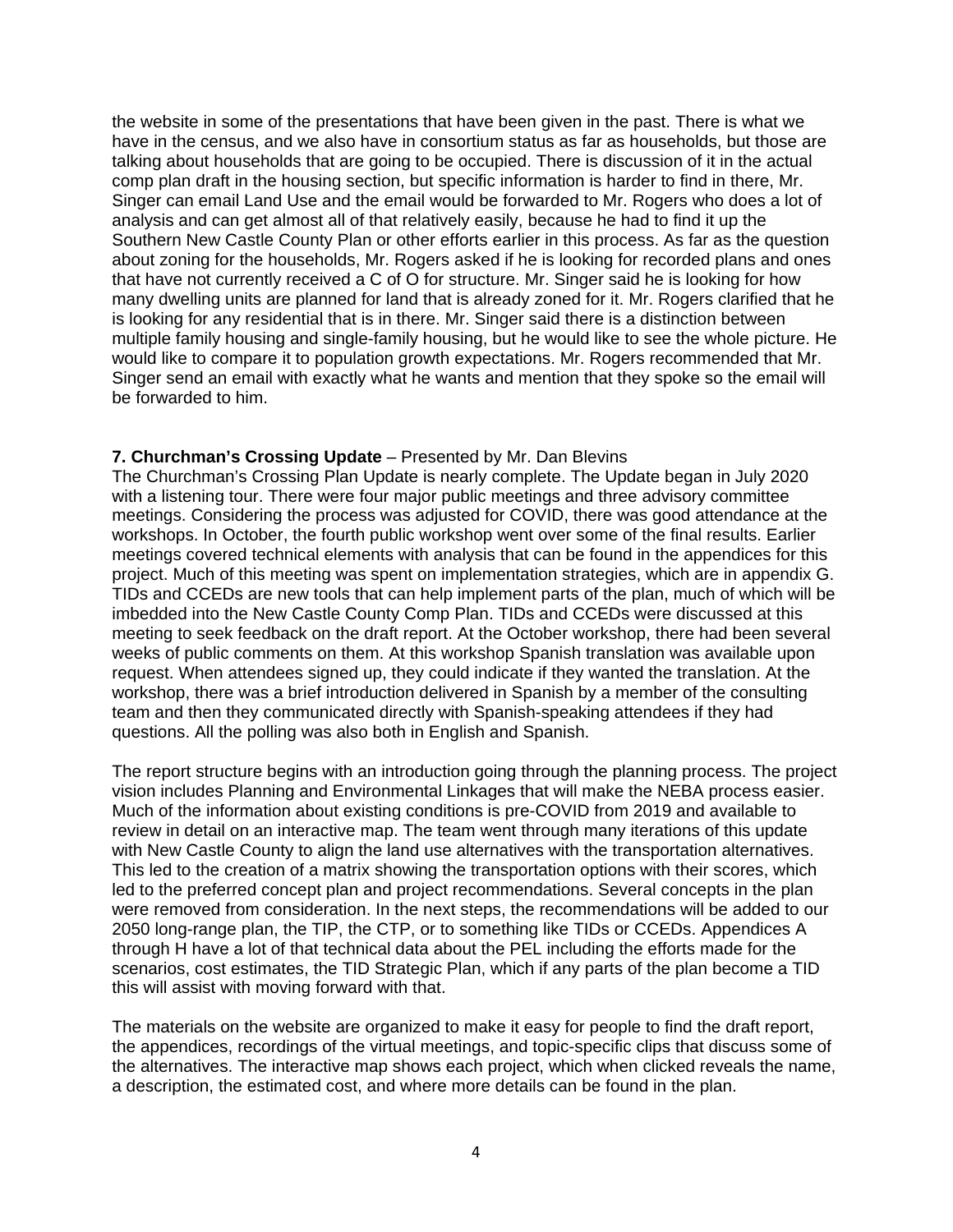the website in some of the presentations that have been given in the past. There is what we have in the census, and we also have in consortium status as far as households, but those are talking about households that are going to be occupied. There is discussion of it in the actual comp plan draft in the housing section, but specific information is harder to find in there, Mr. Singer can email Land Use and the email would be forwarded to Mr. Rogers who does a lot of analysis and can get almost all of that relatively easily, because he had to find it up the Southern New Castle County Plan or other efforts earlier in this process. As far as the question about zoning for the households, Mr. Rogers asked if he is looking for recorded plans and ones that have not currently received a C of O for structure. Mr. Singer said he is looking for how many dwelling units are planned for land that is already zoned for it. Mr. Rogers clarified that he is looking for any residential that is in there. Mr. Singer said there is a distinction between multiple family housing and single-family housing, but he would like to see the whole picture. He would like to compare it to population growth expectations. Mr. Rogers recommended that Mr. Singer send an email with exactly what he wants and mention that they spoke so the email will be forwarded to him.

**7. Churchman's Crossing Update** – Presented by Mr. Dan Blevins

The Churchman's Crossing Plan Update is nearly complete. The Update began in July 2020 with a listening tour. There were four major public meetings and three advisory committee meetings. Considering the process was adjusted for COVID, there was good attendance at the workshops. In October, the fourth public workshop went over some of the final results. Earlier meetings covered technical elements with analysis that can be found in the appendices for this project. Much of this meeting was spent on implementation strategies, which are in appendix G. TIDs and CCEDs are new tools that can help implement parts of the plan, much of which will be imbedded into the New Castle County Comp Plan. TIDs and CCEDs were discussed at this meeting to seek feedback on the draft report. At the October workshop, there had been several weeks of public comments on them. At this workshop Spanish translation was available upon request. When attendees signed up, they could indicate if they wanted the translation. At the workshop, there was a brief introduction delivered in Spanish by a member of the consulting team and then they communicated directly with Spanish-speaking attendees if they had questions. All the polling was also both in English and Spanish.

The report structure begins with an introduction going through the planning process. The project vision includes Planning and Environmental Linkages that will make the NEBA process easier. Much of the information about existing conditions is pre-COVID from 2019 and available to review in detail on an interactive map. The team went through many iterations of this update with New Castle County to align the land use alternatives with the transportation alternatives. This led to the creation of a matrix showing the transportation options with their scores, which led to the preferred concept plan and project recommendations. Several concepts in the plan were removed from consideration. In the next steps, the recommendations will be added to our 2050 long-range plan, the TIP, the CTP, or to something like TIDs or CCEDs. Appendices A through H have a lot of that technical data about the PEL including the efforts made for the scenarios, cost estimates, the TID Strategic Plan, which if any parts of the plan become a TID this will assist with moving forward with that.

The materials on the website are organized to make it easy for people to find the draft report, the appendices, recordings of the virtual meetings, and topic-specific clips that discuss some of the alternatives. The interactive map shows each project, which when clicked reveals the name, a description, the estimated cost, and where more details can be found in the plan.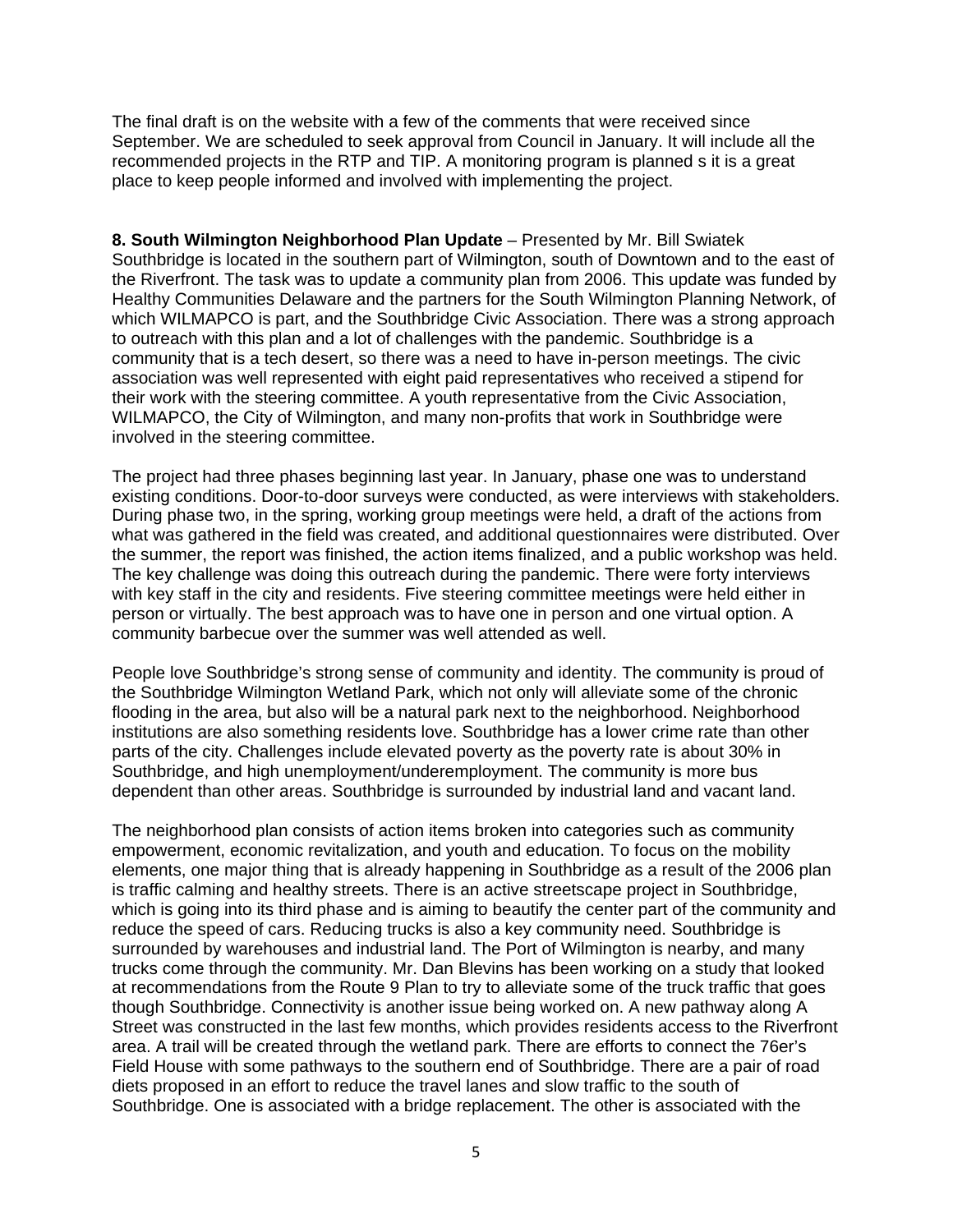The final draft is on the website with a few of the comments that were received since September. We are scheduled to seek approval from Council in January. It will include all the recommended projects in the RTP and TIP. A monitoring program is planned s it is a great place to keep people informed and involved with implementing the project.

**8. South Wilmington Neighborhood Plan Update** – Presented by Mr. Bill Swiatek
Southbridge is located in the southern part of Wilmington, south of Downtown and to the east of the Riverfront. The task was to update a community plan from 2006. This update was funded by Healthy Communities Delaware and the partners for the South Wilmington Planning Network, of which WILMAPCO is part, and the Southbridge Civic Association. There was a strong approach to outreach with this plan and a lot of challenges with the pandemic. Southbridge is a community that is a tech desert, so there was a need to have in-person meetings. The civic association was well represented with eight paid representatives who received a stipend for their work with the steering committee. A youth representative from the Civic Association, WILMAPCO, the City of Wilmington, and many non-profits that work in Southbridge were involved in the steering committee.

The project had three phases beginning last year. In January, phase one was to understand existing conditions. Door-to-door surveys were conducted, as were interviews with stakeholders. During phase two, in the spring, working group meetings were held, a draft of the actions from what was gathered in the field was created, and additional questionnaires were distributed. Over the summer, the report was finished, the action items finalized, and a public workshop was held. The key challenge was doing this outreach during the pandemic. There were forty interviews with key staff in the city and residents. Five steering committee meetings were held either in person or virtually. The best approach was to have one in person and one virtual option. A community barbecue over the summer was well attended as well.

People love Southbridge's strong sense of community and identity. The community is proud of the Southbridge Wilmington Wetland Park, which not only will alleviate some of the chronic flooding in the area, but also will be a natural park next to the neighborhood. Neighborhood institutions are also something residents love. Southbridge has a lower crime rate than other parts of the city. Challenges include elevated poverty as the poverty rate is about 30% in Southbridge, and high unemployment/underemployment. The community is more bus dependent than other areas. Southbridge is surrounded by industrial land and vacant land.

The neighborhood plan consists of action items broken into categories such as community empowerment, economic revitalization, and youth and education. To focus on the mobility elements, one major thing that is already happening in Southbridge as a result of the 2006 plan is traffic calming and healthy streets. There is an active streetscape project in Southbridge, which is going into its third phase and is aiming to beautify the center part of the community and reduce the speed of cars. Reducing trucks is also a key community need. Southbridge is surrounded by warehouses and industrial land. The Port of Wilmington is nearby, and many trucks come through the community. Mr. Dan Blevins has been working on a study that looked at recommendations from the Route 9 Plan to try to alleviate some of the truck traffic that goes though Southbridge. Connectivity is another issue being worked on. A new pathway along A Street was constructed in the last few months, which provides residents access to the Riverfront area. A trail will be created through the wetland park. There are efforts to connect the 76er's Field House with some pathways to the southern end of Southbridge. There are a pair of road diets proposed in an effort to reduce the travel lanes and slow traffic to the south of Southbridge. One is associated with a bridge replacement. The other is associated with the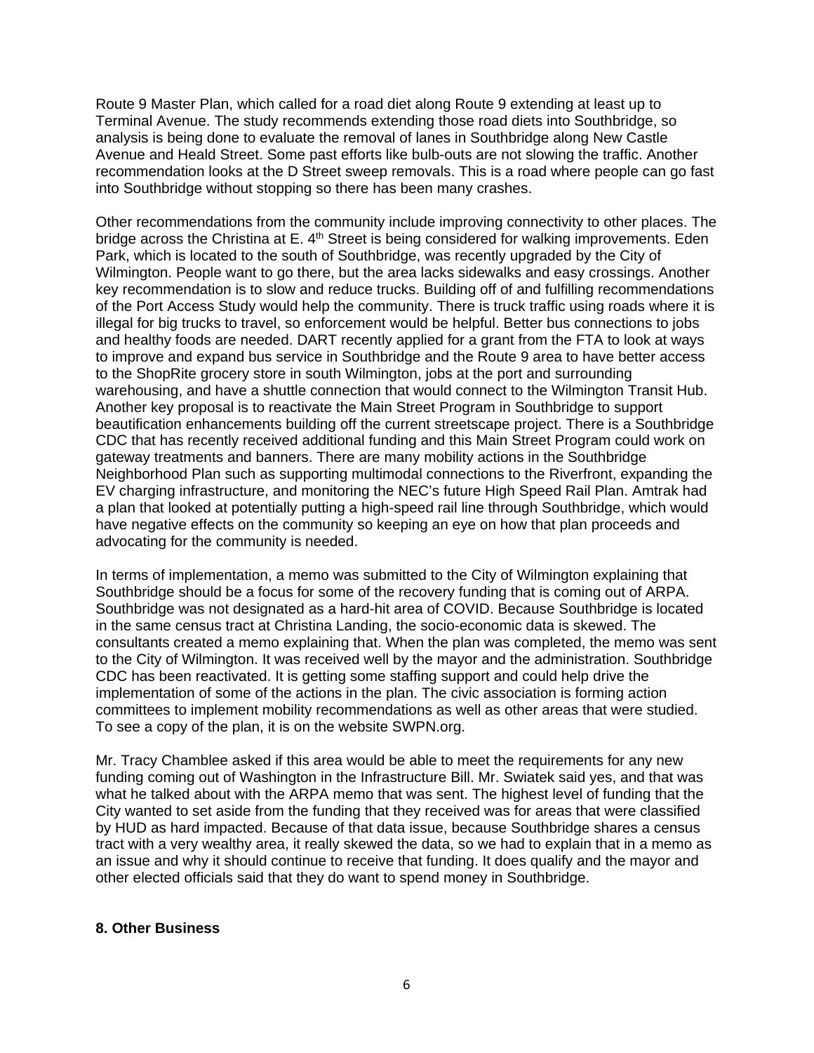Route 9 Master Plan, which called for a road diet along Route 9 extending at least up to Terminal Avenue. The study recommends extending those road diets into Southbridge, so analysis is being done to evaluate the removal of lanes in Southbridge along New Castle Avenue and Heald Street. Some past efforts like bulb-outs are not slowing the traffic. Another recommendation looks at the D Street sweep removals. This is a road where people can go fast into Southbridge without stopping so there has been many crashes.

Other recommendations from the community include improving connectivity to other places. The bridge across the Christina at E. 4th Street is being considered for walking improvements. Eden Park, which is located to the south of Southbridge, was recently upgraded by the City of Wilmington. People want to go there, but the area lacks sidewalks and easy crossings. Another key recommendation is to slow and reduce trucks. Building off of and fulfilling recommendations of the Port Access Study would help the community. There is truck traffic using roads where it is illegal for big trucks to travel, so enforcement would be helpful. Better bus connections to jobs and healthy foods are needed. DART recently applied for a grant from the FTA to look at ways to improve and expand bus service in Southbridge and the Route 9 area to have better access to the ShopRite grocery store in south Wilmington, jobs at the port and surrounding warehousing, and have a shuttle connection that would connect to the Wilmington Transit Hub. Another key proposal is to reactivate the Main Street Program in Southbridge to support beautification enhancements building off the current streetscape project. There is a Southbridge CDC that has recently received additional funding and this Main Street Program could work on gateway treatments and banners. There are many mobility actions in the Southbridge Neighborhood Plan such as supporting multimodal connections to the Riverfront, expanding the EV charging infrastructure, and monitoring the NEC's future High Speed Rail Plan. Amtrak had a plan that looked at potentially putting a high-speed rail line through Southbridge, which would have negative effects on the community so keeping an eye on how that plan proceeds and advocating for the community is needed.

In terms of implementation, a memo was submitted to the City of Wilmington explaining that Southbridge should be a focus for some of the recovery funding that is coming out of ARPA. Southbridge was not designated as a hard-hit area of COVID. Because Southbridge is located in the same census tract at Christina Landing, the socio-economic data is skewed. The consultants created a memo explaining that. When the plan was completed, the memo was sent to the City of Wilmington. It was received well by the mayor and the administration. Southbridge CDC has been reactivated. It is getting some staffing support and could help drive the implementation of some of the actions in the plan. The civic association is forming action committees to implement mobility recommendations as well as other areas that were studied. To see a copy of the plan, it is on the website SWPN.org.

Mr. Tracy Chamblee asked if this area would be able to meet the requirements for any new funding coming out of Washington in the Infrastructure Bill. Mr. Swiatek said yes, and that was what he talked about with the ARPA memo that was sent. The highest level of funding that the City wanted to set aside from the funding that they received was for areas that were classified by HUD as hard impacted. Because of that data issue, because Southbridge shares a census tract with a very wealthy area, it really skewed the data, so we had to explain that in a memo as an issue and why it should continue to receive that funding. It does qualify and the mayor and other elected officials said that they do want to spend money in Southbridge.

**8. Other Business**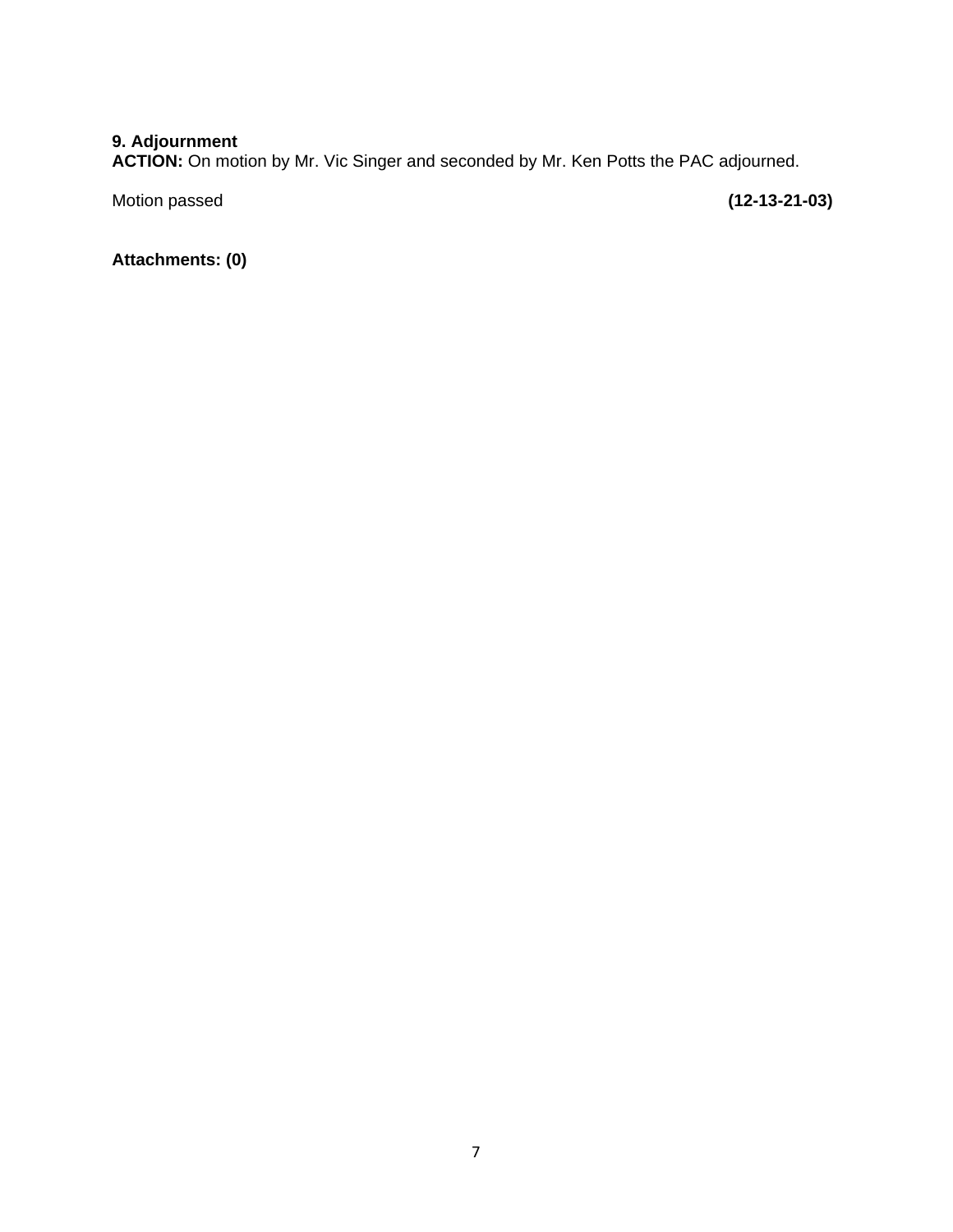**9. Adjournment**
**ACTION:** On motion by Mr. Vic Singer and seconded by Mr. Ken Potts the PAC adjourned.

Motion passed **(12-13-21-03)**

**Attachments: (0)**